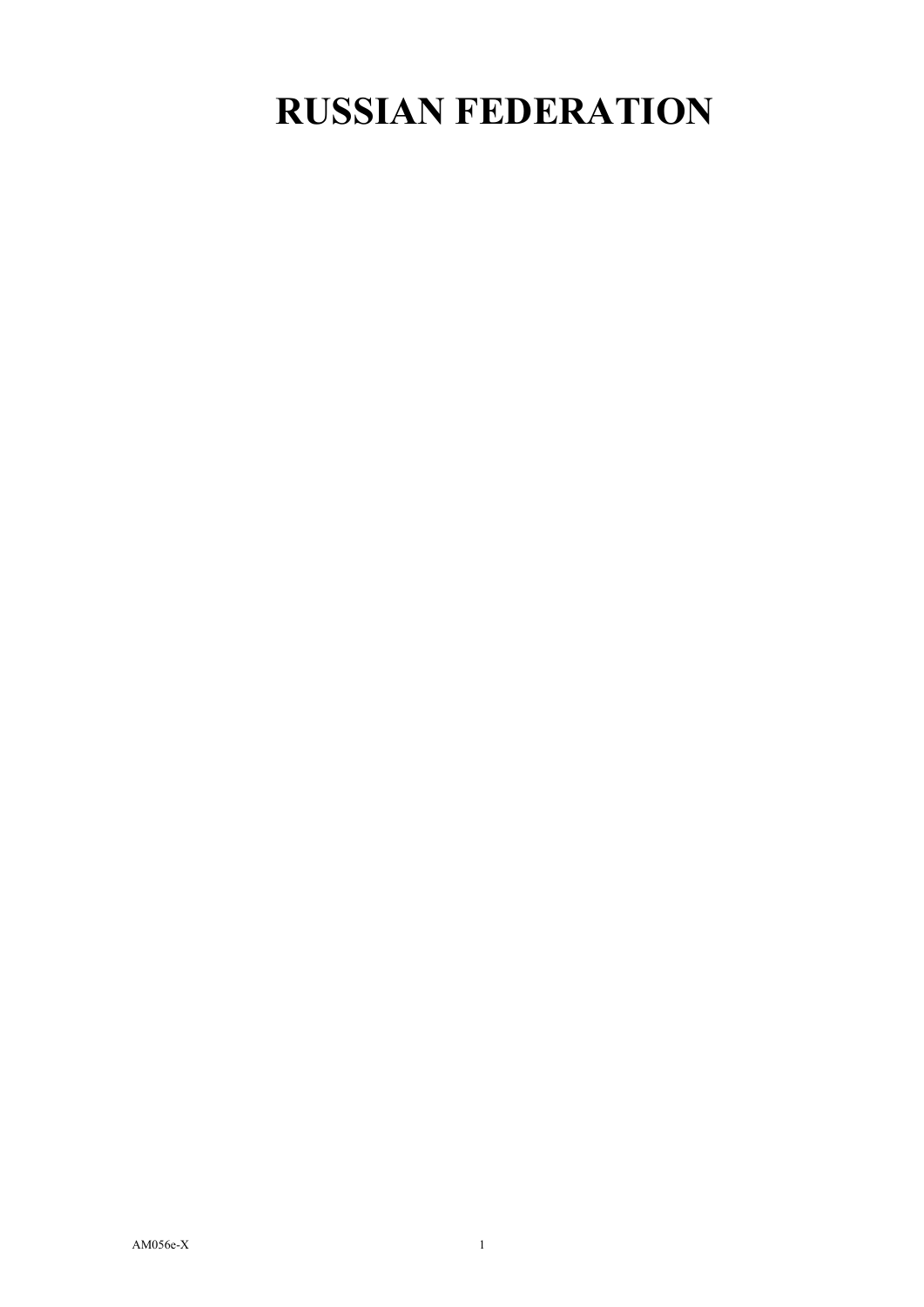# RUSSIAN FEDERATION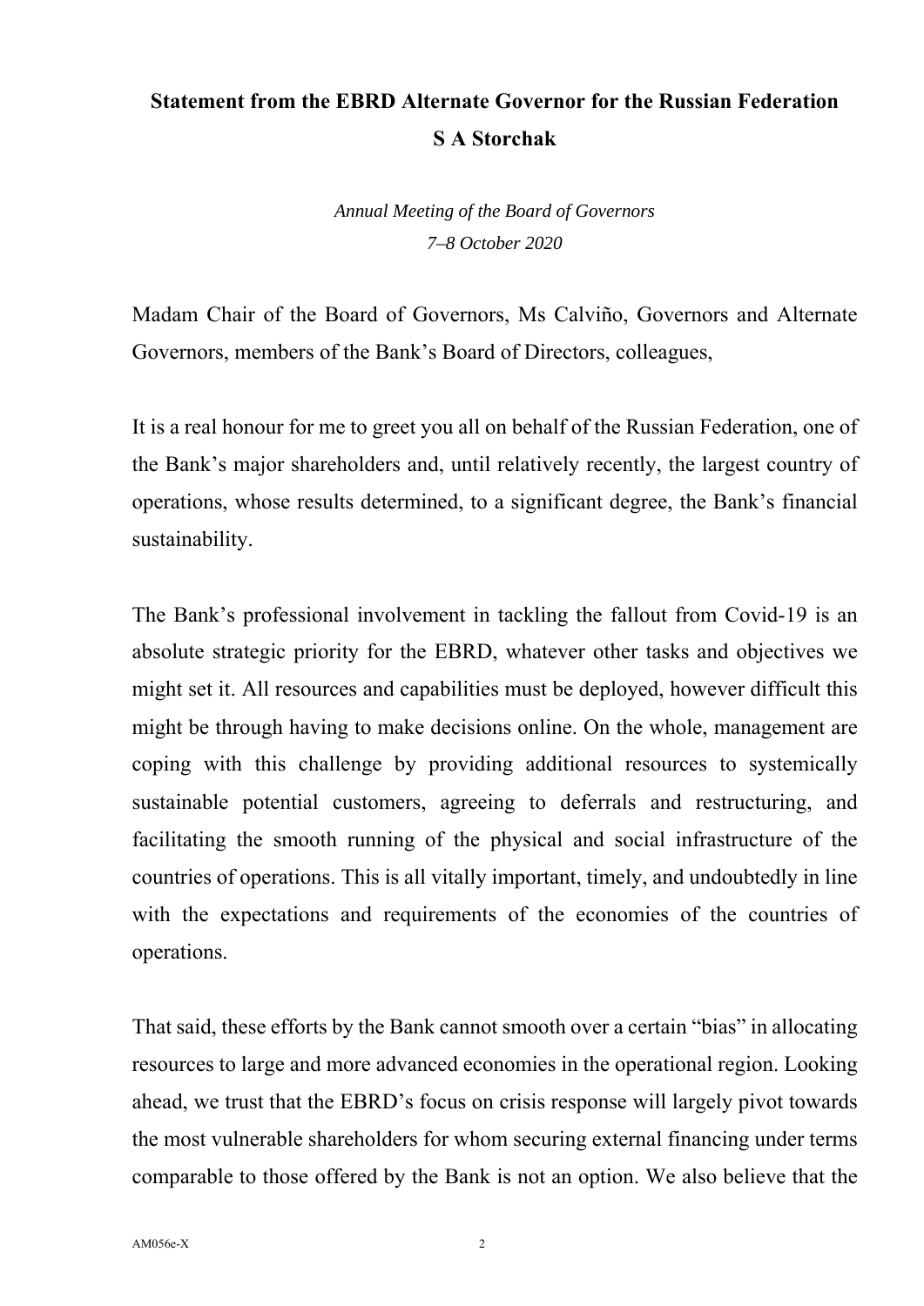**Statement from the EBRD Alternate Governor for the Russian Federation S A Storchak**

*Annual Meeting of the Board of Governors*
*7–8 October 2020*

Madam Chair of the Board of Governors, Ms Calviño, Governors and Alternate Governors, members of the Bank's Board of Directors, colleagues,

It is a real honour for me to greet you all on behalf of the Russian Federation, one of the Bank's major shareholders and, until relatively recently, the largest country of operations, whose results determined, to a significant degree, the Bank's financial sustainability.

The Bank's professional involvement in tackling the fallout from Covid-19 is an absolute strategic priority for the EBRD, whatever other tasks and objectives we might set it. All resources and capabilities must be deployed, however difficult this might be through having to make decisions online. On the whole, management are coping with this challenge by providing additional resources to systemically sustainable potential customers, agreeing to deferrals and restructuring, and facilitating the smooth running of the physical and social infrastructure of the countries of operations. This is all vitally important, timely, and undoubtedly in line with the expectations and requirements of the economies of the countries of operations.

That said, these efforts by the Bank cannot smooth over a certain "bias" in allocating resources to large and more advanced economies in the operational region. Looking ahead, we trust that the EBRD's focus on crisis response will largely pivot towards the most vulnerable shareholders for whom securing external financing under terms comparable to those offered by the Bank is not an option. We also believe that the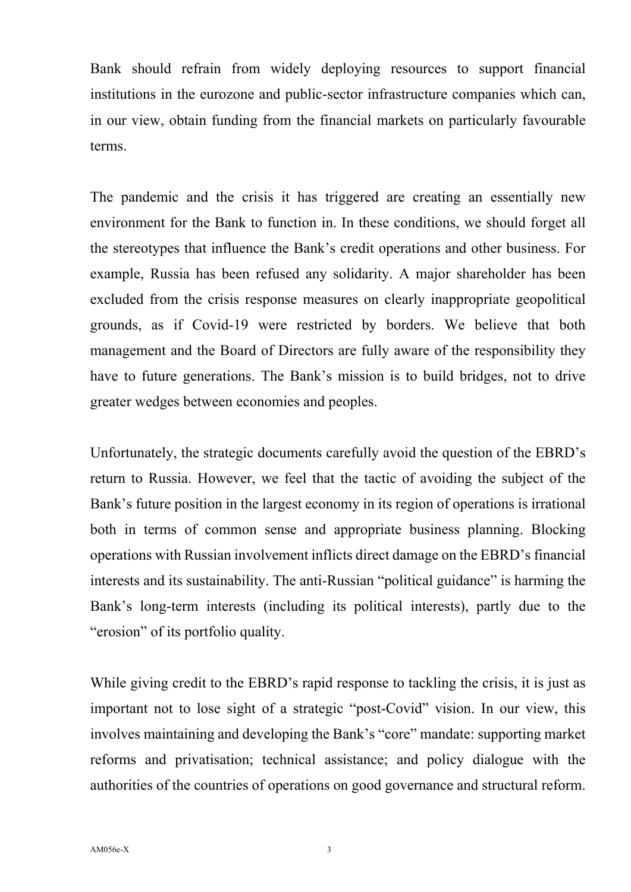Bank should refrain from widely deploying resources to support financial institutions in the eurozone and public-sector infrastructure companies which can, in our view, obtain funding from the financial markets on particularly favourable terms.

The pandemic and the crisis it has triggered are creating an essentially new environment for the Bank to function in. In these conditions, we should forget all the stereotypes that influence the Bank's credit operations and other business. For example, Russia has been refused any solidarity. A major shareholder has been excluded from the crisis response measures on clearly inappropriate geopolitical grounds, as if Covid-19 were restricted by borders. We believe that both management and the Board of Directors are fully aware of the responsibility they have to future generations. The Bank's mission is to build bridges, not to drive greater wedges between economies and peoples.

Unfortunately, the strategic documents carefully avoid the question of the EBRD's return to Russia. However, we feel that the tactic of avoiding the subject of the Bank's future position in the largest economy in its region of operations is irrational both in terms of common sense and appropriate business planning. Blocking operations with Russian involvement inflicts direct damage on the EBRD's financial interests and its sustainability. The anti-Russian "political guidance" is harming the Bank's long-term interests (including its political interests), partly due to the "erosion" of its portfolio quality.

While giving credit to the EBRD's rapid response to tackling the crisis, it is just as important not to lose sight of a strategic "post-Covid" vision. In our view, this involves maintaining and developing the Bank's "core" mandate: supporting market reforms and privatisation; technical assistance; and policy dialogue with the authorities of the countries of operations on good governance and structural reform.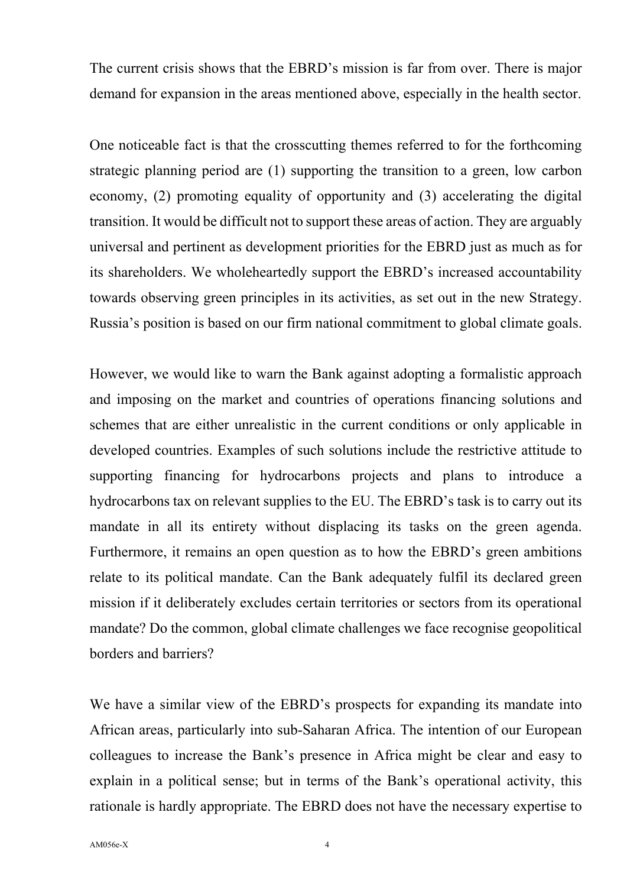The current crisis shows that the EBRD's mission is far from over. There is major demand for expansion in the areas mentioned above, especially in the health sector.

One noticeable fact is that the crosscutting themes referred to for the forthcoming strategic planning period are (1) supporting the transition to a green, low carbon economy, (2) promoting equality of opportunity and (3) accelerating the digital transition. It would be difficult not to support these areas of action. They are arguably universal and pertinent as development priorities for the EBRD just as much as for its shareholders. We wholeheartedly support the EBRD's increased accountability towards observing green principles in its activities, as set out in the new Strategy. Russia's position is based on our firm national commitment to global climate goals.

However, we would like to warn the Bank against adopting a formalistic approach and imposing on the market and countries of operations financing solutions and schemes that are either unrealistic in the current conditions or only applicable in developed countries. Examples of such solutions include the restrictive attitude to supporting financing for hydrocarbons projects and plans to introduce a hydrocarbons tax on relevant supplies to the EU. The EBRD's task is to carry out its mandate in all its entirety without displacing its tasks on the green agenda. Furthermore, it remains an open question as to how the EBRD's green ambitions relate to its political mandate. Can the Bank adequately fulfil its declared green mission if it deliberately excludes certain territories or sectors from its operational mandate? Do the common, global climate challenges we face recognise geopolitical borders and barriers?

We have a similar view of the EBRD's prospects for expanding its mandate into African areas, particularly into sub-Saharan Africa. The intention of our European colleagues to increase the Bank's presence in Africa might be clear and easy to explain in a political sense; but in terms of the Bank's operational activity, this rationale is hardly appropriate. The EBRD does not have the necessary expertise to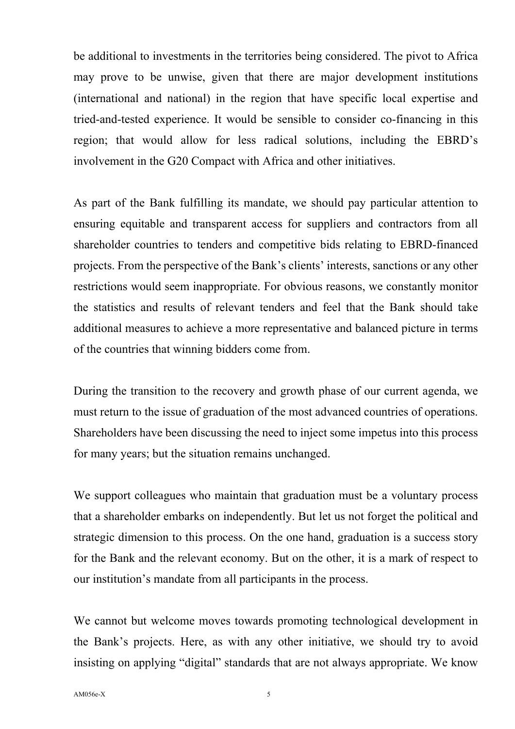be additional to investments in the territories being considered. The pivot to Africa may prove to be unwise, given that there are major development institutions (international and national) in the region that have specific local expertise and tried-and-tested experience. It would be sensible to consider co-financing in this region; that would allow for less radical solutions, including the EBRD's involvement in the G20 Compact with Africa and other initiatives.

As part of the Bank fulfilling its mandate, we should pay particular attention to ensuring equitable and transparent access for suppliers and contractors from all shareholder countries to tenders and competitive bids relating to EBRD-financed projects. From the perspective of the Bank's clients' interests, sanctions or any other restrictions would seem inappropriate. For obvious reasons, we constantly monitor the statistics and results of relevant tenders and feel that the Bank should take additional measures to achieve a more representative and balanced picture in terms of the countries that winning bidders come from.

During the transition to the recovery and growth phase of our current agenda, we must return to the issue of graduation of the most advanced countries of operations. Shareholders have been discussing the need to inject some impetus into this process for many years; but the situation remains unchanged.

We support colleagues who maintain that graduation must be a voluntary process that a shareholder embarks on independently. But let us not forget the political and strategic dimension to this process. On the one hand, graduation is a success story for the Bank and the relevant economy. But on the other, it is a mark of respect to our institution's mandate from all participants in the process.

We cannot but welcome moves towards promoting technological development in the Bank's projects. Here, as with any other initiative, we should try to avoid insisting on applying "digital" standards that are not always appropriate. We know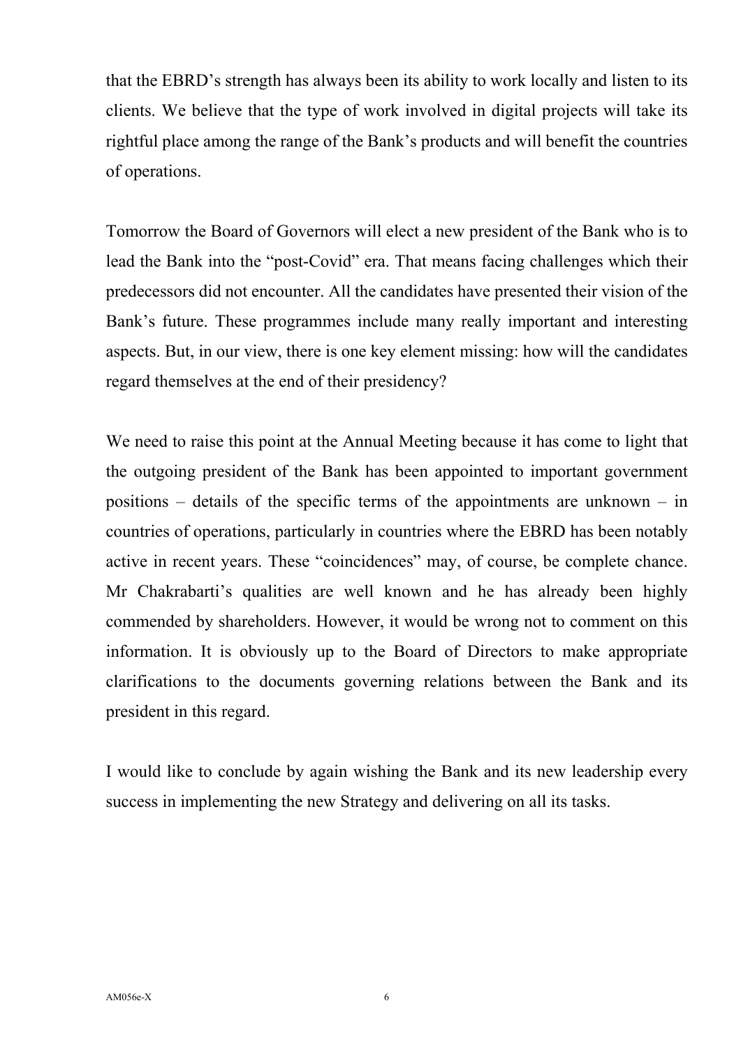that the EBRD's strength has always been its ability to work locally and listen to its clients. We believe that the type of work involved in digital projects will take its rightful place among the range of the Bank's products and will benefit the countries of operations.

Tomorrow the Board of Governors will elect a new president of the Bank who is to lead the Bank into the "post-Covid" era. That means facing challenges which their predecessors did not encounter. All the candidates have presented their vision of the Bank's future. These programmes include many really important and interesting aspects. But, in our view, there is one key element missing: how will the candidates regard themselves at the end of their presidency?

We need to raise this point at the Annual Meeting because it has come to light that the outgoing president of the Bank has been appointed to important government positions – details of the specific terms of the appointments are unknown – in countries of operations, particularly in countries where the EBRD has been notably active in recent years. These "coincidences" may, of course, be complete chance. Mr Chakrabarti's qualities are well known and he has already been highly commended by shareholders. However, it would be wrong not to comment on this information. It is obviously up to the Board of Directors to make appropriate clarifications to the documents governing relations between the Bank and its president in this regard.

I would like to conclude by again wishing the Bank and its new leadership every success in implementing the new Strategy and delivering on all its tasks.